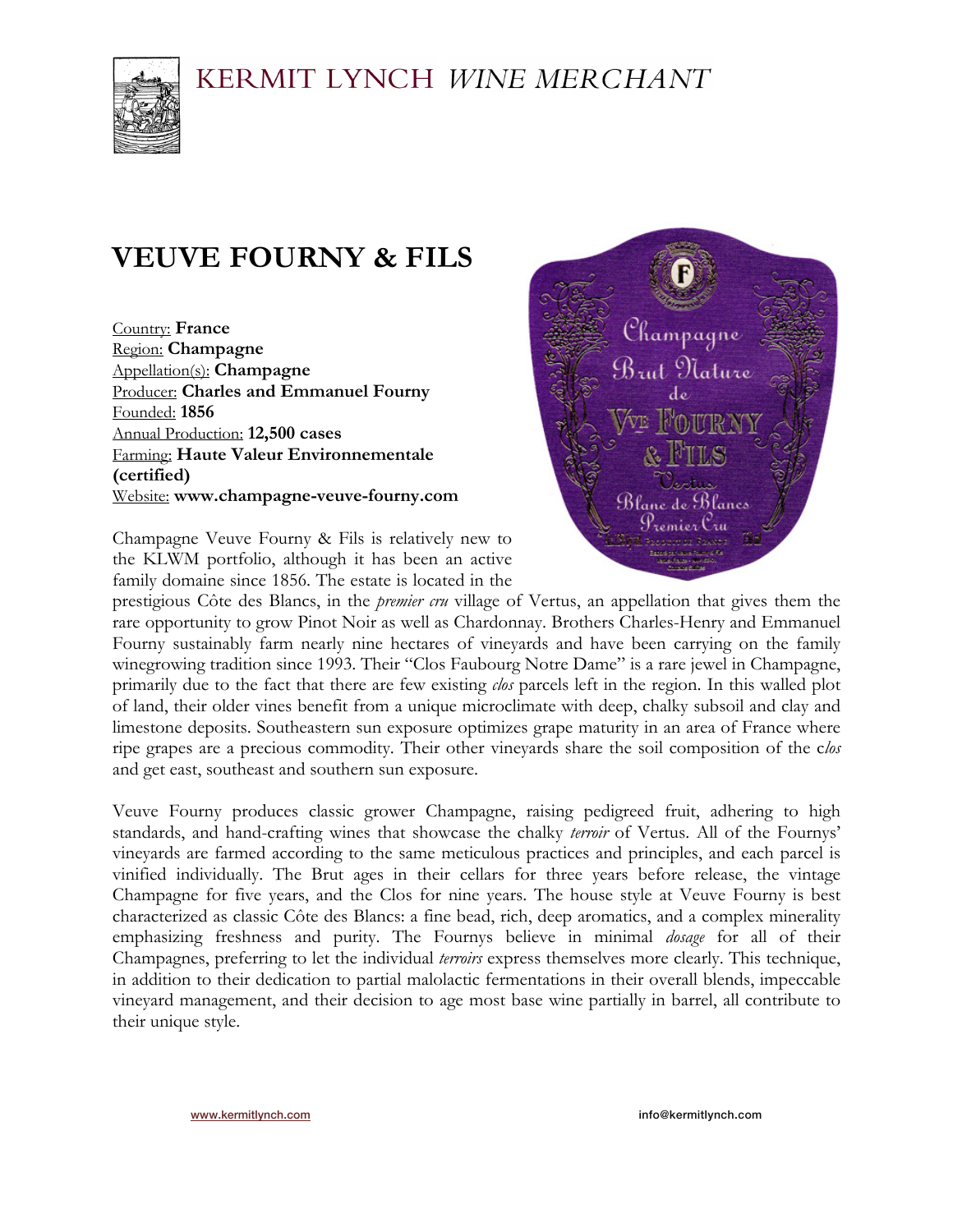# VEUVE FOURNY & FILS

Country: **France**
Region: **Champagne**
Appellation(s): **Champagne**
Producer: **Charles and Emmanuel Fourny**
Founded: **1856**
Annual Production: **12,500 cases**
Farming: **Haute Valeur Environnementale (certified)**
Website: **www.champagne-veuve-fourny.com**

Champagne Veuve Fourny & Fils is relatively new to the KLWM portfolio, although it has been an active family domaine since 1856. The estate is located in the prestigious Côte des Blancs, in the *premier cru* village of Vertus, an appellation that gives them the rare opportunity to grow Pinot Noir as well as Chardonnay. Brothers Charles-Henry and Emmanuel Fourny sustainably farm nearly nine hectares of vineyards and have been carrying on the family winegrowing tradition since 1993. Their "Clos Faubourg Notre Dame" is a rare jewel in Champagne, primarily due to the fact that there are few existing *clos* parcels left in the region. In this walled plot of land, their older vines benefit from a unique microclimate with deep, chalky subsoil and clay and limestone deposits. Southeastern sun exposure optimizes grape maturity in an area of France where ripe grapes are a precious commodity. Their other vineyards share the soil composition of the c*los* and get east, southeast and southern sun exposure.

Veuve Fourny produces classic grower Champagne, raising pedigreed fruit, adhering to high standards, and hand-crafting wines that showcase the chalky *terroir* of Vertus. All of the Fournys' vineyards are farmed according to the same meticulous practices and principles, and each parcel is vinified individually. The Brut ages in their cellars for three years before release, the vintage Champagne for five years, and the Clos for nine years. The house style at Veuve Fourny is best characterized as classic Côte des Blancs: a fine bead, rich, deep aromatics, and a complex minerality emphasizing freshness and purity. The Fournys believe in minimal *dosage* for all of their Champagnes, preferring to let the individual *terroirs* express themselves more clearly. This technique, in addition to their dedication to partial malolactic fermentations in their overall blends, impeccable vineyard management, and their decision to age most base wine partially in barrel, all contribute to their unique style.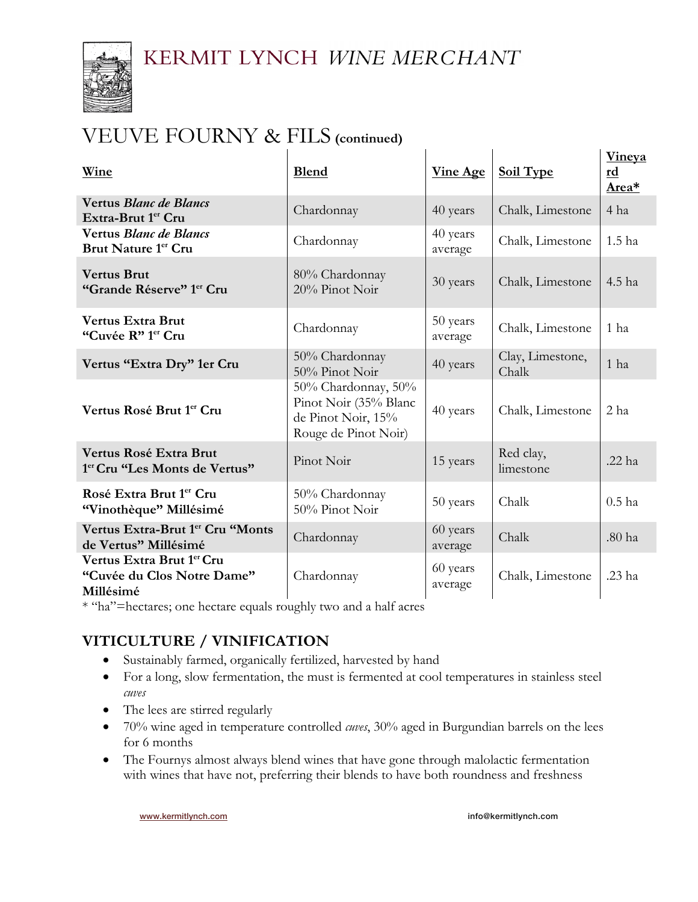# KERMIT LYNCH *WINE MERCHANT*

## VEUVE FOURNY & FILS **(continued)**

| Wine | Blend | Vine Age | Soil Type | Vineyard Area* |
|---|---|---|---|---|
| **Vertus *Blanc de Blancs* Extra-Brut 1er Cru** | Chardonnay | 40 years | Chalk, Limestone | 4 ha |
| **Vertus *Blanc de Blancs* Brut Nature 1er Cru** | Chardonnay | 40 years average | Chalk, Limestone | 1.5 ha |
| **Vertus Brut "Grande Réserve" 1er Cru** | 80% Chardonnay 20% Pinot Noir | 30 years | Chalk, Limestone | 4.5 ha |
| **Vertus Extra Brut "Cuvée R" 1er Cru** | Chardonnay | 50 years average | Chalk, Limestone | 1 ha |
| **Vertus "Extra Dry" 1er Cru** | 50% Chardonnay 50% Pinot Noir | 40 years | Clay, Limestone, Chalk | 1 ha |
| **Vertus Rosé Brut 1er Cru** | 50% Chardonnay, 50% Pinot Noir (35% Blanc de Pinot Noir, 15% Rouge de Pinot Noir) | 40 years | Chalk, Limestone | 2 ha |
| **Vertus Rosé Extra Brut 1er Cru "Les Monts de Vertus"** | Pinot Noir | 15 years | Red clay, limestone | .22 ha |
| **Rosé Extra Brut 1er Cru "Vinothèque" Millésimé** | 50% Chardonnay 50% Pinot Noir | 50 years | Chalk | 0.5 ha |
| **Vertus Extra-Brut 1er Cru "Monts de Vertus" Millésimé** | Chardonnay | 60 years average | Chalk | .80 ha |
| **Vertus Extra Brut 1er Cru "Cuvée du Clos Notre Dame" Millésimé** | Chardonnay | 60 years average | Chalk, Limestone | .23 ha |

* "ha"=hectares; one hectare equals roughly two and a half acres

## VITICULTURE / VINIFICATION

- Sustainably farmed, organically fertilized, harvested by hand
- For a long, slow fermentation, the must is fermented at cool temperatures in stainless steel *cuves*
- The lees are stirred regularly
- 70% wine aged in temperature controlled *cuves*, 30% aged in Burgundian barrels on the lees for 6 months
- The Fournys almost always blend wines that have gone through malolactic fermentation with wines that have not, preferring their blends to have both roundness and freshness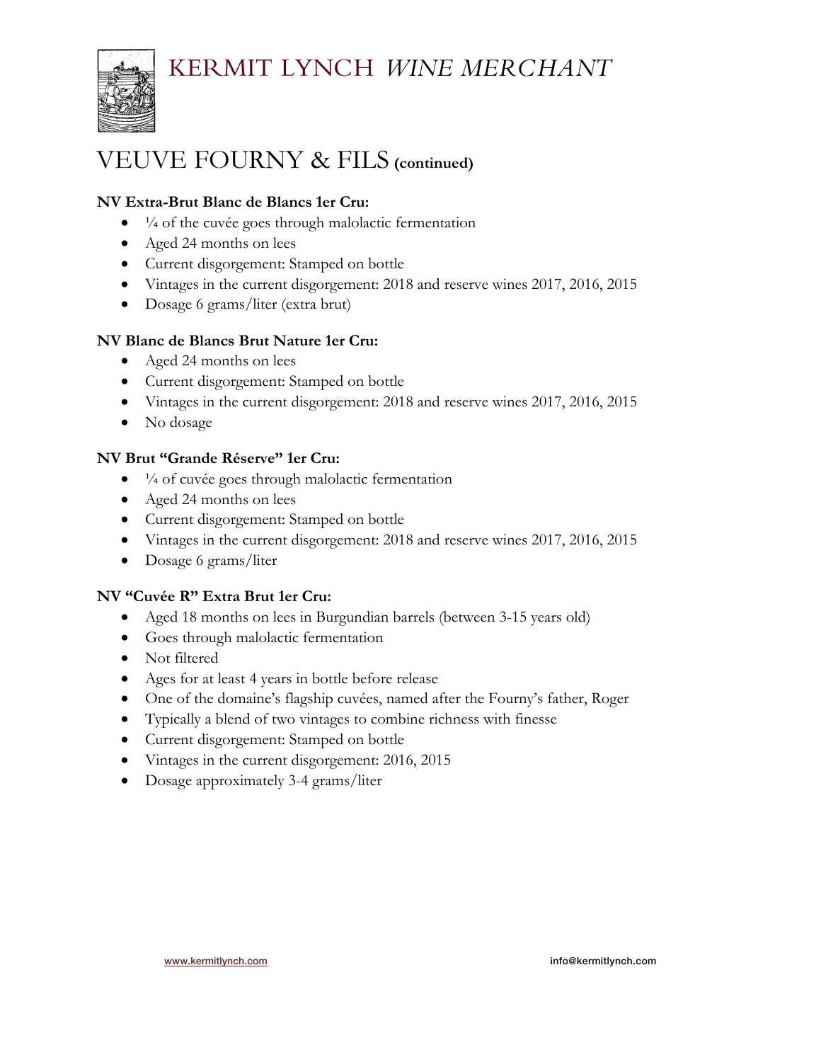# VEUVE FOURNY & FILS **(continued)**

**NV Extra-Brut Blanc de Blancs 1er Cru:**

- ¼ of the cuvée goes through malolactic fermentation
- Aged 24 months on lees
- Current disgorgement: Stamped on bottle
- Vintages in the current disgorgement: 2018 and reserve wines 2017, 2016, 2015
- Dosage 6 grams/liter (extra brut)

**NV Blanc de Blancs Brut Nature 1er Cru:**

- Aged 24 months on lees
- Current disgorgement: Stamped on bottle
- Vintages in the current disgorgement: 2018 and reserve wines 2017, 2016, 2015
- No dosage

**NV Brut "Grande Réserve" 1er Cru:**

- ¼ of cuvée goes through malolactic fermentation
- Aged 24 months on lees
- Current disgorgement: Stamped on bottle
- Vintages in the current disgorgement: 2018 and reserve wines 2017, 2016, 2015
- Dosage 6 grams/liter

**NV "Cuvée R" Extra Brut 1er Cru:**

- Aged 18 months on lees in Burgundian barrels (between 3-15 years old)
- Goes through malolactic fermentation
- Not filtered
- Ages for at least 4 years in bottle before release
- One of the domaine's flagship cuvées, named after the Fourny's father, Roger
- Typically a blend of two vintages to combine richness with finesse
- Current disgorgement: Stamped on bottle
- Vintages in the current disgorgement: 2016, 2015
- Dosage approximately 3-4 grams/liter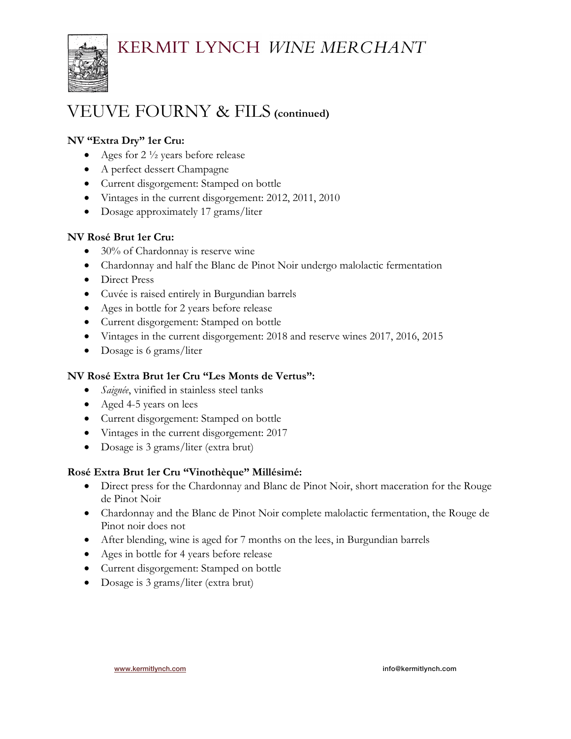# KERMIT LYNCH *WINE MERCHANT*

## VEUVE FOURNY & FILS **(continued)**

**NV "Extra Dry" 1er Cru:**

- Ages for 2 ½ years before release
- A perfect dessert Champagne
- Current disgorgement: Stamped on bottle
- Vintages in the current disgorgement: 2012, 2011, 2010
- Dosage approximately 17 grams/liter

**NV Rosé Brut 1er Cru:**

- 30% of Chardonnay is reserve wine
- Chardonnay and half the Blanc de Pinot Noir undergo malolactic fermentation
- Direct Press
- Cuvée is raised entirely in Burgundian barrels
- Ages in bottle for 2 years before release
- Current disgorgement: Stamped on bottle
- Vintages in the current disgorgement: 2018 and reserve wines 2017, 2016, 2015
- Dosage is 6 grams/liter

**NV Rosé Extra Brut 1er Cru "Les Monts de Vertus":**

- *Saignée*, vinified in stainless steel tanks
- Aged 4-5 years on lees
- Current disgorgement: Stamped on bottle
- Vintages in the current disgorgement: 2017
- Dosage is 3 grams/liter (extra brut)

**Rosé Extra Brut 1er Cru "Vinothèque" Millésimé:**

- Direct press for the Chardonnay and Blanc de Pinot Noir, short maceration for the Rouge de Pinot Noir
- Chardonnay and the Blanc de Pinot Noir complete malolactic fermentation, the Rouge de Pinot noir does not
- After blending, wine is aged for 7 months on the lees, in Burgundian barrels
- Ages in bottle for 4 years before release
- Current disgorgement: Stamped on bottle
- Dosage is 3 grams/liter (extra brut)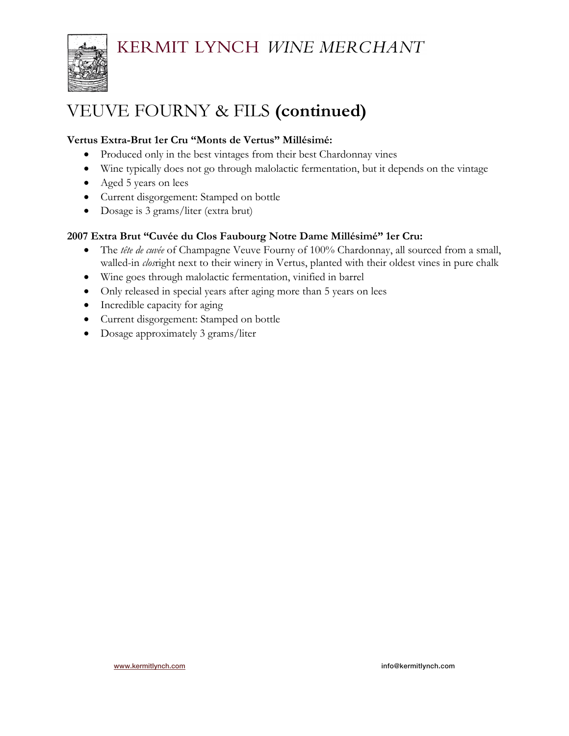# KERMIT LYNCH *WINE MERCHANT*

## VEUVE FOURNY & FILS **(continued)**

**Vertus Extra-Brut 1er Cru "Monts de Vertus" Millésimé:**

- Produced only in the best vintages from their best Chardonnay vines
- Wine typically does not go through malolactic fermentation, but it depends on the vintage
- Aged 5 years on lees
- Current disgorgement: Stamped on bottle
- Dosage is 3 grams/liter (extra brut)

**2007 Extra Brut "Cuvée du Clos Faubourg Notre Dame Millésimé" 1er Cru:**

- The *tête de cuvée* of Champagne Veuve Fourny of 100% Chardonnay, all sourced from a small, walled-in *clos*right next to their winery in Vertus, planted with their oldest vines in pure chalk
- Wine goes through malolactic fermentation, vinified in barrel
- Only released in special years after aging more than 5 years on lees
- Incredible capacity for aging
- Current disgorgement: Stamped on bottle
- Dosage approximately 3 grams/liter